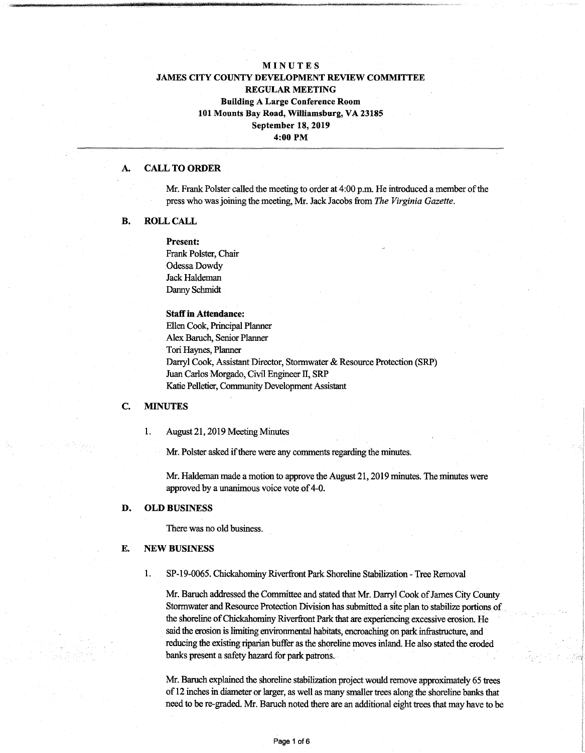# MINUTES

## JAMES CITY COUNTY DEVELOPMENT REVIEW COMMITTEE

## REGULAR MEETING

**Building A Large Conference Room**
**101 Mounts Bay Road, Williamsburg, VA 23185**
**September 18, 2019**
**4:00 PM**

---

### A. CALL TO ORDER

Mr. Frank Polster called the meeting to order at 4:00 p.m. He introduced a member of the press who was joining the meeting, Mr. Jack Jacobs from *The Virginia Gazette*.

### B. ROLL CALL

**Present:**
Frank Polster, Chair
Odessa Dowdy
Jack Haldeman
Danny Schmidt

**Staff in Attendance:**
Ellen Cook, Principal Planner
Alex Baruch, Senior Planner
Tori Haynes, Planner
Darryl Cook, Assistant Director, Stormwater & Resource Protection (SRP)
Juan Carlos Morgado, Civil Engineer II, SRP
Katie Pelletier, Community Development Assistant

### C. MINUTES

1. August 21, 2019 Meeting Minutes

   Mr. Polster asked if there were any comments regarding the minutes.

   Mr. Haldeman made a motion to approve the August 21, 2019 minutes. The minutes were approved by a unanimous voice vote of 4-0.

### D. OLD BUSINESS

There was no old business.

### E. NEW BUSINESS

1. SP-19-0065. Chickahominy Riverfront Park Shoreline Stabilization - Tree Removal

   Mr. Baruch addressed the Committee and stated that Mr. Darryl Cook of James City County Stormwater and Resource Protection Division has submitted a site plan to stabilize portions of the shoreline of Chickahominy Riverfront Park that are experiencing excessive erosion. He said the erosion is limiting environmental habitats, encroaching on park infrastructure, and reducing the existing riparian buffer as the shoreline moves inland. He also stated the eroded banks present a safety hazard for park patrons.

   Mr. Baruch explained the shoreline stabilization project would remove approximately 65 trees of 12 inches in diameter or larger, as well as many smaller trees along the shoreline banks that need to be re-graded. Mr. Baruch noted there are an additional eight trees that may have to be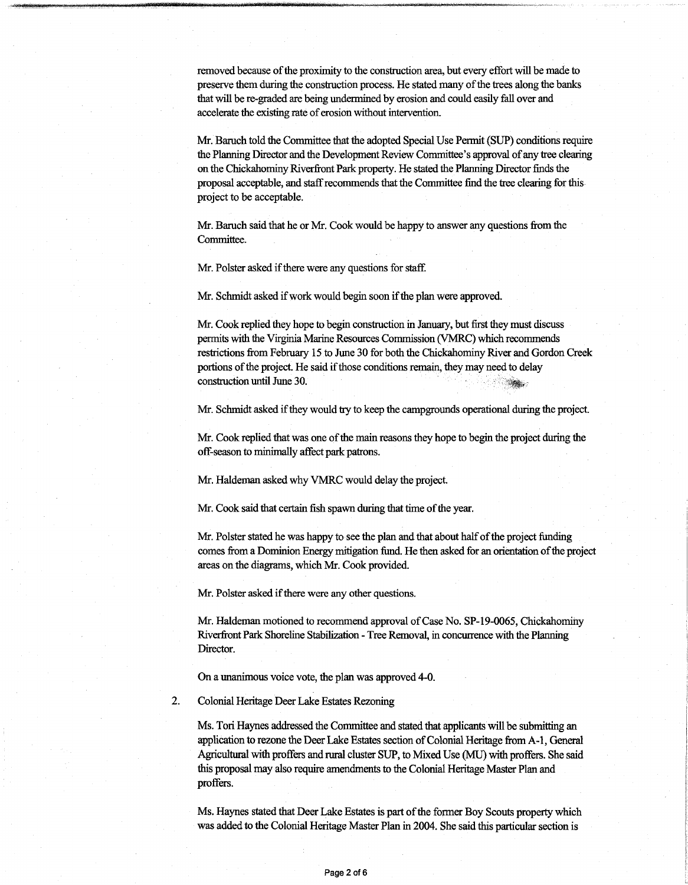removed because of the proximity to the construction area, but every effort will be made to preserve them during the construction process. He stated many of the trees along the banks that will be re-graded are being undermined by erosion and could easily fall over and accelerate the existing rate of erosion without intervention.

Mr. Baruch told the Committee that the adopted Special Use Permit (SUP) conditions require the Planning Director and the Development Review Committee's approval of any tree clearing on the Chickahominy Riverfront Park property. He stated the Planning Director finds the proposal acceptable, and staff recommends that the Committee find the tree clearing for this project to be acceptable.

Mr. Baruch said that he or Mr. Cook would be happy to answer any questions from the Committee.

Mr. Polster asked if there were any questions for staff.

Mr. Schmidt asked if work would begin soon if the plan were approved.

Mr. Cook replied they hope to begin construction in January, but first they must discuss permits with the Virginia Marine Resources Commission (VMRC) which recommends restrictions from February 15 to June 30 for both the Chickahominy River and Gordon Creek portions of the project. He said if those conditions remain, they may need to delay construction until June 30.

Mr. Schmidt asked if they would try to keep the campgrounds operational during the project.

Mr. Cook replied that was one of the main reasons they hope to begin the project during the off-season to minimally affect park patrons.

Mr. Haldeman asked why VMRC would delay the project.

Mr. Cook said that certain fish spawn during that time of the year.

Mr. Polster stated he was happy to see the plan and that about half of the project funding comes from a Dominion Energy mitigation fund. He then asked for an orientation of the project areas on the diagrams, which Mr. Cook provided.

Mr. Polster asked if there were any other questions.

Mr. Haldeman motioned to recommend approval of Case No. SP-19-0065, Chickahominy Riverfront Park Shoreline Stabilization - Tree Removal, in concurrence with the Planning Director.

On a unanimous voice vote, the plan was approved 4-0.

2. Colonial Heritage Deer Lake Estates Rezoning

Ms. Tori Haynes addressed the Committee and stated that applicants will be submitting an application to rezone the Deer Lake Estates section of Colonial Heritage from A-1, General Agricultural with proffers and rural cluster SUP, to Mixed Use (MU) with proffers. She said this proposal may also require amendments to the Colonial Heritage Master Plan and proffers.

Ms. Haynes stated that Deer Lake Estates is part of the former Boy Scouts property which was added to the Colonial Heritage Master Plan in 2004. She said this particular section is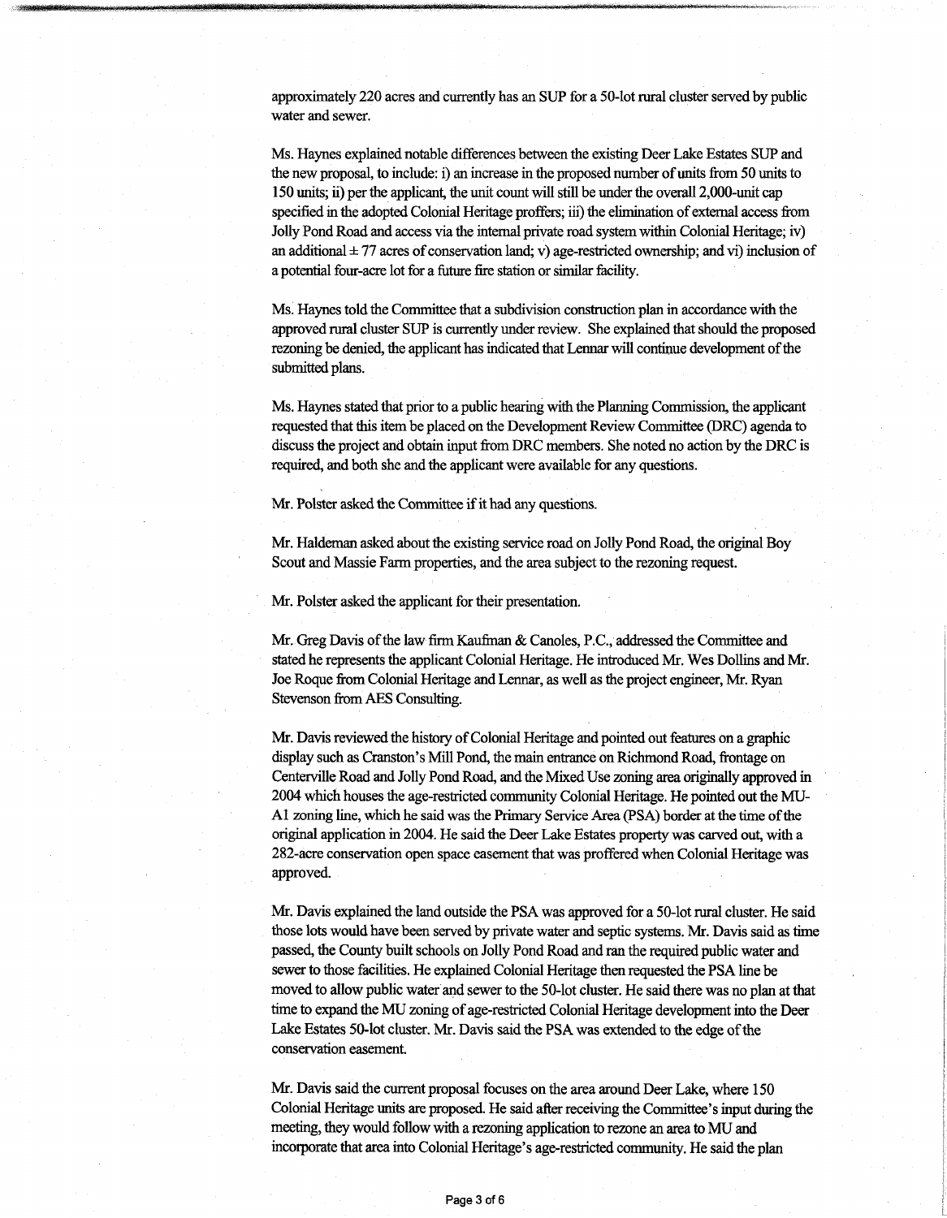approximately 220 acres and currently has an SUP for a 50-lot rural cluster served by public water and sewer.

Ms. Haynes explained notable differences between the existing Deer Lake Estates SUP and the new proposal, to include: i) an increase in the proposed number of units from 50 units to 150 units; ii) per the applicant, the unit count will still be under the overall 2,000-unit cap specified in the adopted Colonial Heritage proffers; iii) the elimination of external access from Jolly Pond Road and access via the internal private road system within Colonial Heritage; iv) an additional ± 77 acres of conservation land; v) age-restricted ownership; and vi) inclusion of a potential four-acre lot for a future fire station or similar facility.

Ms. Haynes told the Committee that a subdivision construction plan in accordance with the approved rural cluster SUP is currently under review. She explained that should the proposed rezoning be denied, the applicant has indicated that Lennar will continue development of the submitted plans.

Ms. Haynes stated that prior to a public hearing with the Planning Commission, the applicant requested that this item be placed on the Development Review Committee (DRC) agenda to discuss the project and obtain input from DRC members. She noted no action by the DRC is required, and both she and the applicant were available for any questions.

Mr. Polster asked the Committee if it had any questions.

Mr. Haldeman asked about the existing service road on Jolly Pond Road, the original Boy Scout and Massie Farm properties, and the area subject to the rezoning request.

Mr. Polster asked the applicant for their presentation.

Mr. Greg Davis of the law firm Kaufman & Canoles, P.C., addressed the Committee and stated he represents the applicant Colonial Heritage. He introduced Mr. Wes Dollins and Mr. Joe Roque from Colonial Heritage and Lennar, as well as the project engineer, Mr. Ryan Stevenson from AES Consulting.

Mr. Davis reviewed the history of Colonial Heritage and pointed out features on a graphic display such as Cranston's Mill Pond, the main entrance on Richmond Road, frontage on Centerville Road and Jolly Pond Road, and the Mixed Use zoning area originally approved in 2004 which houses the age-restricted community Colonial Heritage. He pointed out the MU-A1 zoning line, which he said was the Primary Service Area (PSA) border at the time of the original application in 2004. He said the Deer Lake Estates property was carved out, with a 282-acre conservation open space easement that was proffered when Colonial Heritage was approved.

Mr. Davis explained the land outside the PSA was approved for a 50-lot rural cluster. He said those lots would have been served by private water and septic systems. Mr. Davis said as time passed, the County built schools on Jolly Pond Road and ran the required public water and sewer to those facilities. He explained Colonial Heritage then requested the PSA line be moved to allow public water and sewer to the 50-lot cluster. He said there was no plan at that time to expand the MU zoning of age-restricted Colonial Heritage development into the Deer Lake Estates 50-lot cluster. Mr. Davis said the PSA was extended to the edge of the conservation easement.

Mr. Davis said the current proposal focuses on the area around Deer Lake, where 150 Colonial Heritage units are proposed. He said after receiving the Committee's input during the meeting, they would follow with a rezoning application to rezone an area to MU and incorporate that area into Colonial Heritage's age-restricted community. He said the plan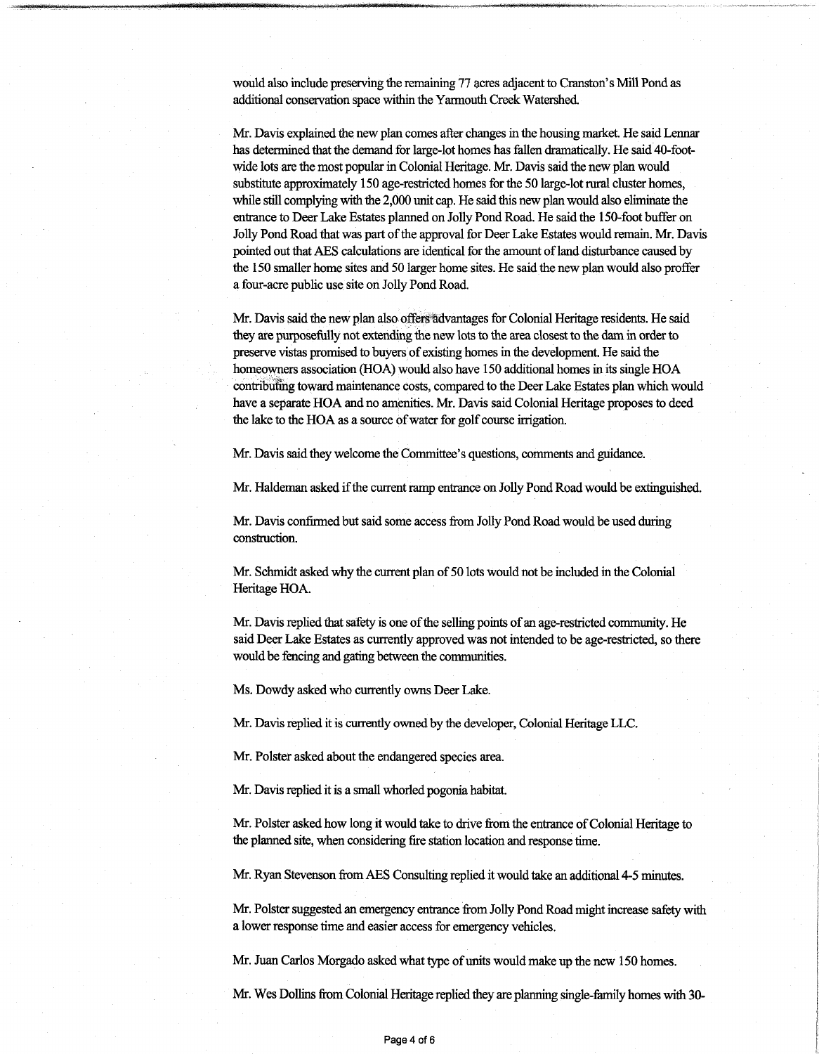would also include preserving the remaining 77 acres adjacent to Cranston's Mill Pond as additional conservation space within the Yarmouth Creek Watershed.

Mr. Davis explained the new plan comes after changes in the housing market. He said Lennar has determined that the demand for large-lot homes has fallen dramatically. He said 40-foot-wide lots are the most popular in Colonial Heritage. Mr. Davis said the new plan would substitute approximately 150 age-restricted homes for the 50 large-lot rural cluster homes, while still complying with the 2,000 unit cap. He said this new plan would also eliminate the entrance to Deer Lake Estates planned on Jolly Pond Road. He said the 150-foot buffer on Jolly Pond Road that was part of the approval for Deer Lake Estates would remain. Mr. Davis pointed out that AES calculations are identical for the amount of land disturbance caused by the 150 smaller home sites and 50 larger home sites. He said the new plan would also proffer a four-acre public use site on Jolly Pond Road.

Mr. Davis said the new plan also offers advantages for Colonial Heritage residents. He said they are purposefully not extending the new lots to the area closest to the dam in order to preserve vistas promised to buyers of existing homes in the development. He said the homeowners association (HOA) would also have 150 additional homes in its single HOA contributing toward maintenance costs, compared to the Deer Lake Estates plan which would have a separate HOA and no amenities. Mr. Davis said Colonial Heritage proposes to deed the lake to the HOA as a source of water for golf course irrigation.

Mr. Davis said they welcome the Committee's questions, comments and guidance.

Mr. Haldeman asked if the current ramp entrance on Jolly Pond Road would be extinguished.

Mr. Davis confirmed but said some access from Jolly Pond Road would be used during construction.

Mr. Schmidt asked why the current plan of 50 lots would not be included in the Colonial Heritage HOA.

Mr. Davis replied that safety is one of the selling points of an age-restricted community. He said Deer Lake Estates as currently approved was not intended to be age-restricted, so there would be fencing and gating between the communities.

Ms. Dowdy asked who currently owns Deer Lake.

Mr. Davis replied it is currently owned by the developer, Colonial Heritage LLC.

Mr. Polster asked about the endangered species area.

Mr. Davis replied it is a small whorled pogonia habitat.

Mr. Polster asked how long it would take to drive from the entrance of Colonial Heritage to the planned site, when considering fire station location and response time.

Mr. Ryan Stevenson from AES Consulting replied it would take an additional 4-5 minutes.

Mr. Polster suggested an emergency entrance from Jolly Pond Road might increase safety with a lower response time and easier access for emergency vehicles.

Mr. Juan Carlos Morgado asked what type of units would make up the new 150 homes.

Mr. Wes Dollins from Colonial Heritage replied they are planning single-family homes with 30-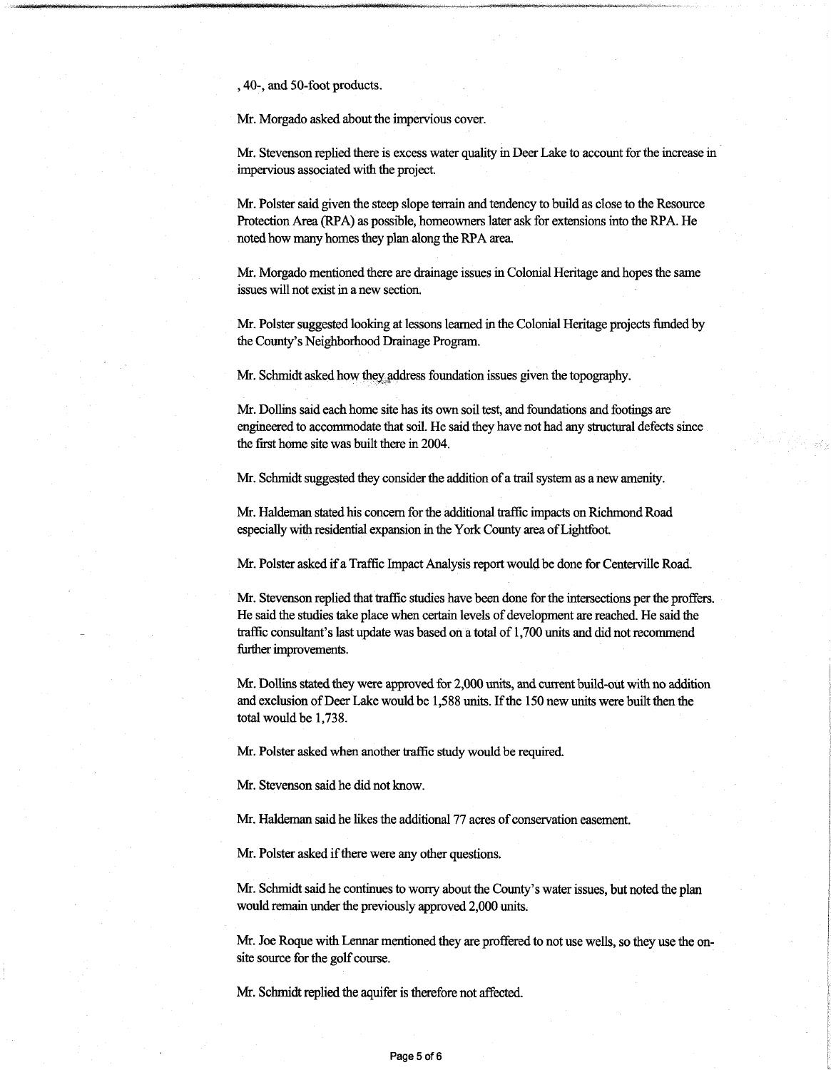, 40-, and 50-foot products.

Mr. Morgado asked about the impervious cover.

Mr. Stevenson replied there is excess water quality in Deer Lake to account for the increase in impervious associated with the project.

Mr. Polster said given the steep slope terrain and tendency to build as close to the Resource Protection Area (RPA) as possible, homeowners later ask for extensions into the RPA. He noted how many homes they plan along the RPA area.

Mr. Morgado mentioned there are drainage issues in Colonial Heritage and hopes the same issues will not exist in a new section.

Mr. Polster suggested looking at lessons learned in the Colonial Heritage projects funded by the County's Neighborhood Drainage Program.

Mr. Schmidt asked how they address foundation issues given the topography.

Mr. Dollins said each home site has its own soil test, and foundations and footings are engineered to accommodate that soil. He said they have not had any structural defects since the first home site was built there in 2004.

Mr. Schmidt suggested they consider the addition of a trail system as a new amenity.

Mr. Haldeman stated his concern for the additional traffic impacts on Richmond Road especially with residential expansion in the York County area of Lightfoot.

Mr. Polster asked if a Traffic Impact Analysis report would be done for Centerville Road.

Mr. Stevenson replied that traffic studies have been done for the intersections per the proffers. He said the studies take place when certain levels of development are reached. He said the traffic consultant's last update was based on a total of 1,700 units and did not recommend further improvements.

Mr. Dollins stated they were approved for 2,000 units, and current build-out with no addition and exclusion of Deer Lake would be 1,588 units. If the 150 new units were built then the total would be 1,738.

Mr. Polster asked when another traffic study would be required.

Mr. Stevenson said he did not know.

Mr. Haldeman said he likes the additional 77 acres of conservation easement.

Mr. Polster asked if there were any other questions.

Mr. Schmidt said he continues to worry about the County's water issues, but noted the plan would remain under the previously approved 2,000 units.

Mr. Joe Roque with Lennar mentioned they are proffered to not use wells, so they use the on-site source for the golf course.

Mr. Schmidt replied the aquifer is therefore not affected.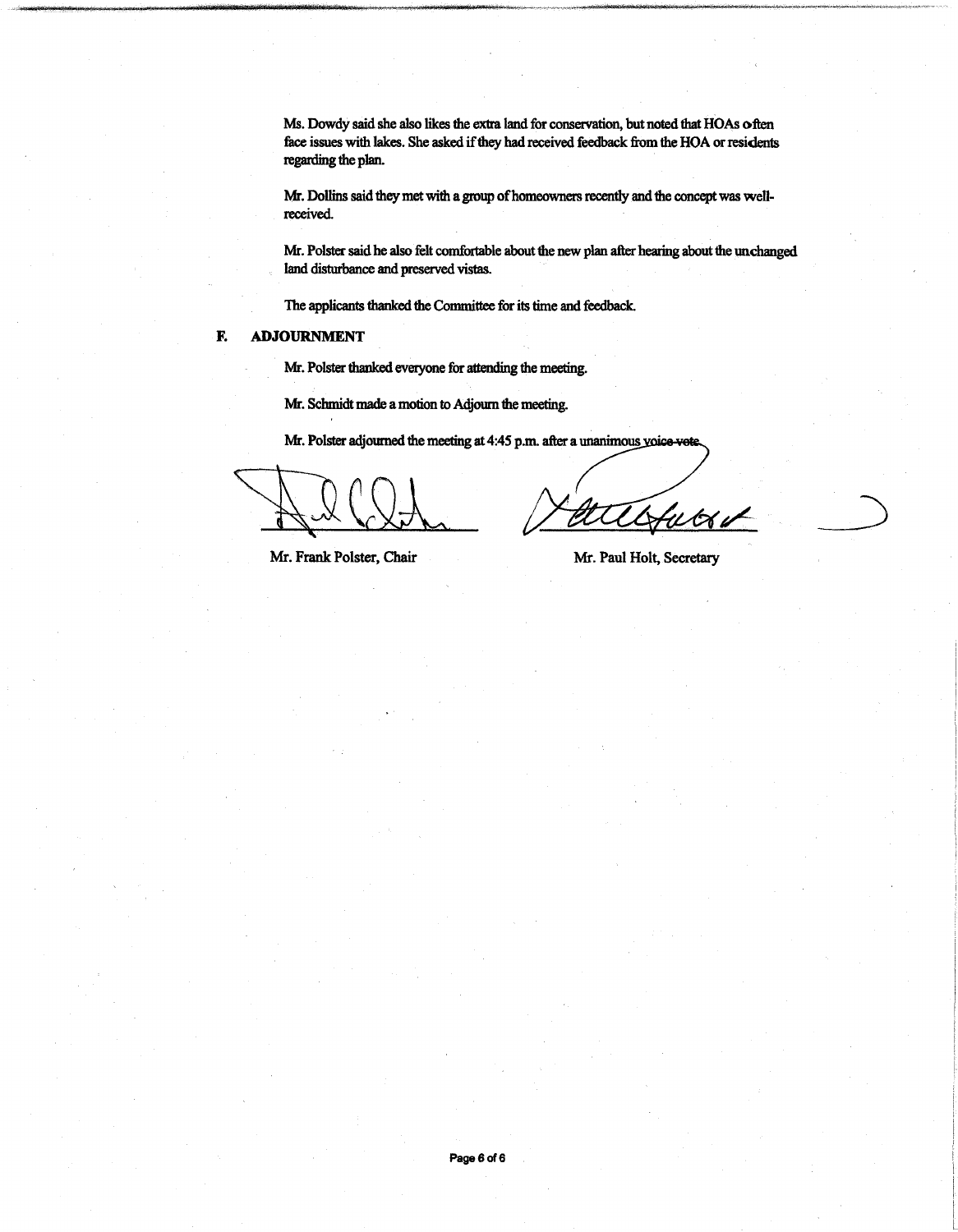Ms. Dowdy said she also likes the extra land for conservation, but noted that HOAs often face issues with lakes. She asked if they had received feedback from the HOA or residents regarding the plan.

Mr. Dollins said they met with a group of homeowners recently and the concept was well-received.

Mr. Polster said he also felt comfortable about the new plan after hearing about the unchanged land disturbance and preserved vistas.

The applicants thanked the Committee for its time and feedback.

## F. ADJOURNMENT

Mr. Polster thanked everyone for attending the meeting.

Mr. Schmidt made a motion to Adjourn the meeting.

Mr. Polster adjourned the meeting at 4:45 p.m. after a unanimous voice vote.

Mr. Frank Polster, Chair

Mr. Paul Holt, Secretary